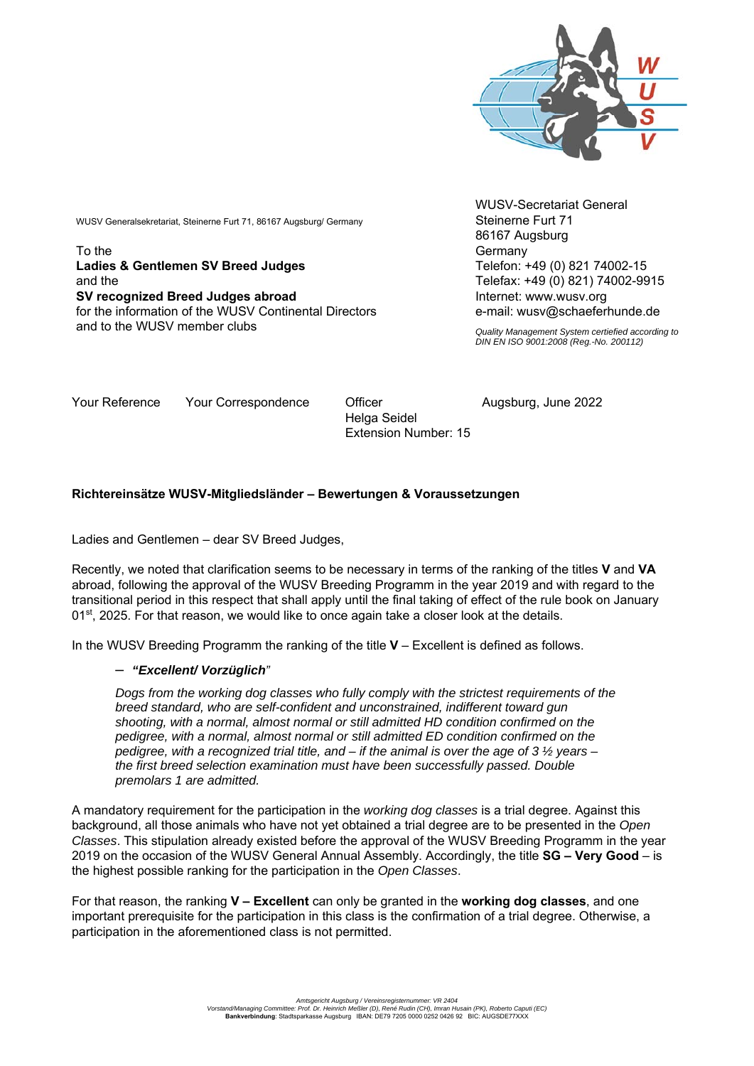WUSV Generalsekretariat, Steinerne Furt 71, 86167 Augsburg/ Germany

To the
**Ladies & Gentlemen SV Breed Judges**
and the
**SV recognized Breed Judges abroad**
for the information of the WUSV Continental Directors
and to the WUSV member clubs

WUSV-Secretariat General
Steinerne Furt 71
86167 Augsburg
Germany
Telefon: +49 (0) 821 74002-15
Telefax: +49 (0) 821) 74002-9915
Internet: www.wusv.org
e-mail: wusv@schaeferhunde.de

*Quality Management System certiefied according to DIN EN ISO 9001:2008 (Reg.-No. 200112)*

| Your Reference | Your Correspondence | Officer | Augsburg, June 2022 |
|---|---|---|---|
| | | Helga Seidel<br>Extension Number: 15 | |

**Richtereinsätze WUSV-Mitgliedsländer – Bewertungen & Voraussetzungen**

Ladies and Gentlemen – dear SV Breed Judges,

Recently, we noted that clarification seems to be necessary in terms of the ranking of the titles **V** and **VA** abroad, following the approval of the WUSV Breeding Programm in the year 2019 and with regard to the transitional period in this respect that shall apply until the final taking of effect of the rule book on January 01st, 2025. For that reason, we would like to once again take a closer look at the details.

In the WUSV Breeding Programm the ranking of the title **V** – Excellent is defined as follows.

– ***"Excellent/ Vorzüglich"***

*Dogs from the working dog classes who fully comply with the strictest requirements of the breed standard, who are self-confident and unconstrained, indifferent toward gun shooting, with a normal, almost normal or still admitted HD condition confirmed on the pedigree, with a normal, almost normal or still admitted ED condition confirmed on the pedigree, with a recognized trial title, and – if the animal is over the age of 3 ½ years – the first breed selection examination must have been successfully passed. Double premolars 1 are admitted.*

A mandatory requirement for the participation in the *working dog classes* is a trial degree. Against this background, all those animals who have not yet obtained a trial degree are to be presented in the *Open Classes*. This stipulation already existed before the approval of the WUSV Breeding Programm in the year 2019 on the occasion of the WUSV General Annual Assembly. Accordingly, the title **SG – Very Good** – is the highest possible ranking for the participation in the *Open Classes*.

For that reason, the ranking **V – Excellent** can only be granted in the **working dog classes**, and one important prerequisite for the participation in this class is the confirmation of a trial degree. Otherwise, a participation in the aforementioned class is not permitted.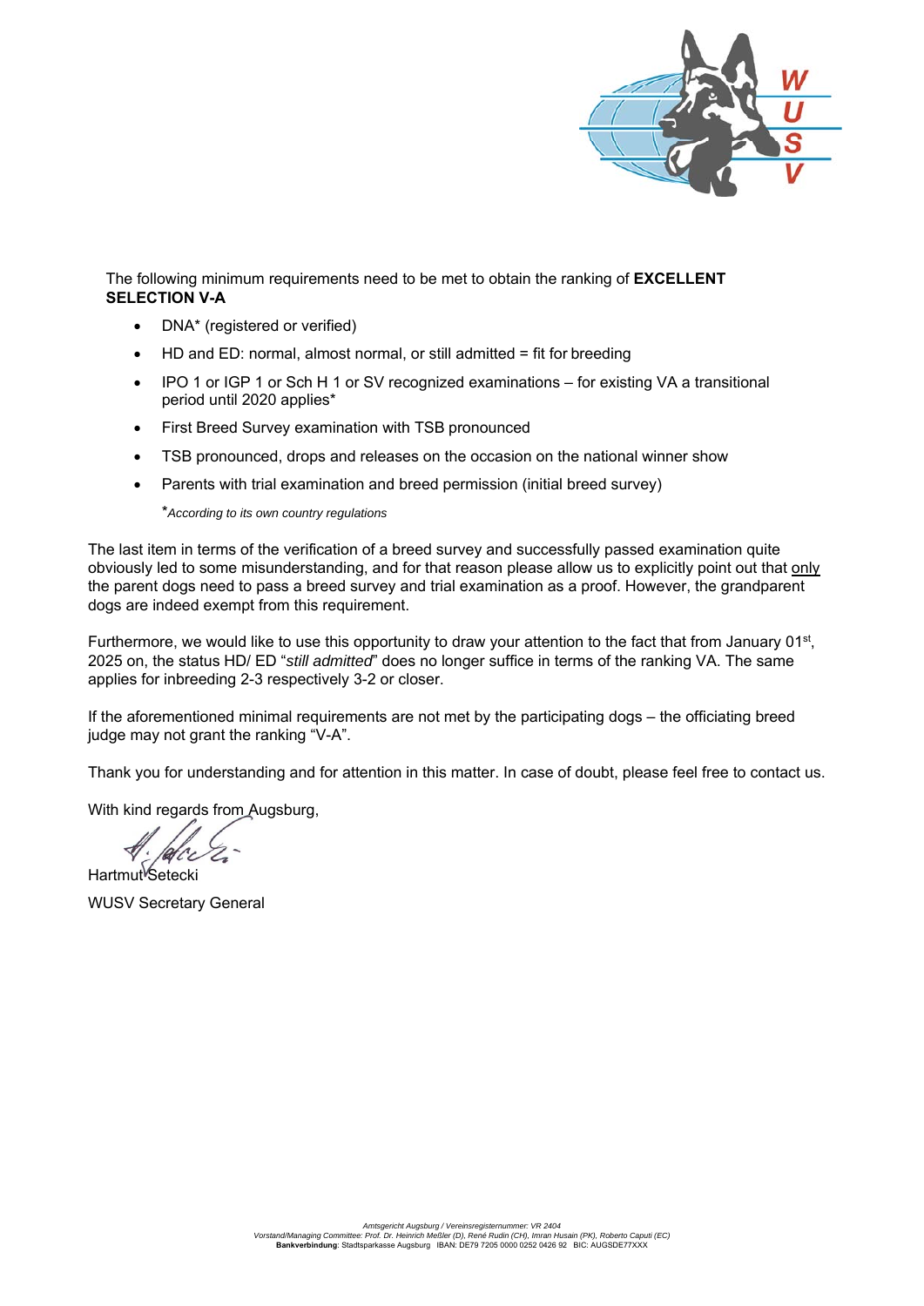The following minimum requirements need to be met to obtain the ranking of **EXCELLENT SELECTION V-A**

- DNA* (registered or verified)
- HD and ED: normal, almost normal, or still admitted = fit for breeding
- IPO 1 or IGP 1 or Sch H 1 or SV recognized examinations – for existing VA a transitional period until 2020 applies*
- First Breed Survey examination with TSB pronounced
- TSB pronounced, drops and releases on the occasion on the national winner show
- Parents with trial examination and breed permission (initial breed survey)

*_According to its own country regulations_

The last item in terms of the verification of a breed survey and successfully passed examination quite obviously led to some misunderstanding, and for that reason please allow us to explicitly point out that only the parent dogs need to pass a breed survey and trial examination as a proof. However, the grandparent dogs are indeed exempt from this requirement.

Furthermore, we would like to use this opportunity to draw your attention to the fact that from January 01st, 2025 on, the status HD/ ED "_still admitted_" does no longer suffice in terms of the ranking VA. The same applies for inbreeding 2-3 respectively 3-2 or closer.

If the aforementioned minimal requirements are not met by the participating dogs – the officiating breed judge may not grant the ranking "V-A".

Thank you for understanding and for attention in this matter. In case of doubt, please feel free to contact us.

With kind regards from Augsburg,

Hartmut Setecki

WUSV Secretary General

_Amtsgericht Augsburg / Vereinsregisternummer: VR 2404_
_Vorstand/Managing Committee: Prof. Dr. Heinrich Meßler (D), René Rudin (CH), Imran Husain (PK), Roberto Caputi (EC)_
**Bankverbindung**: Stadtsparkasse Augsburg IBAN: DE79 7205 0000 0252 0426 92 BIC: AUGSDE77XXX